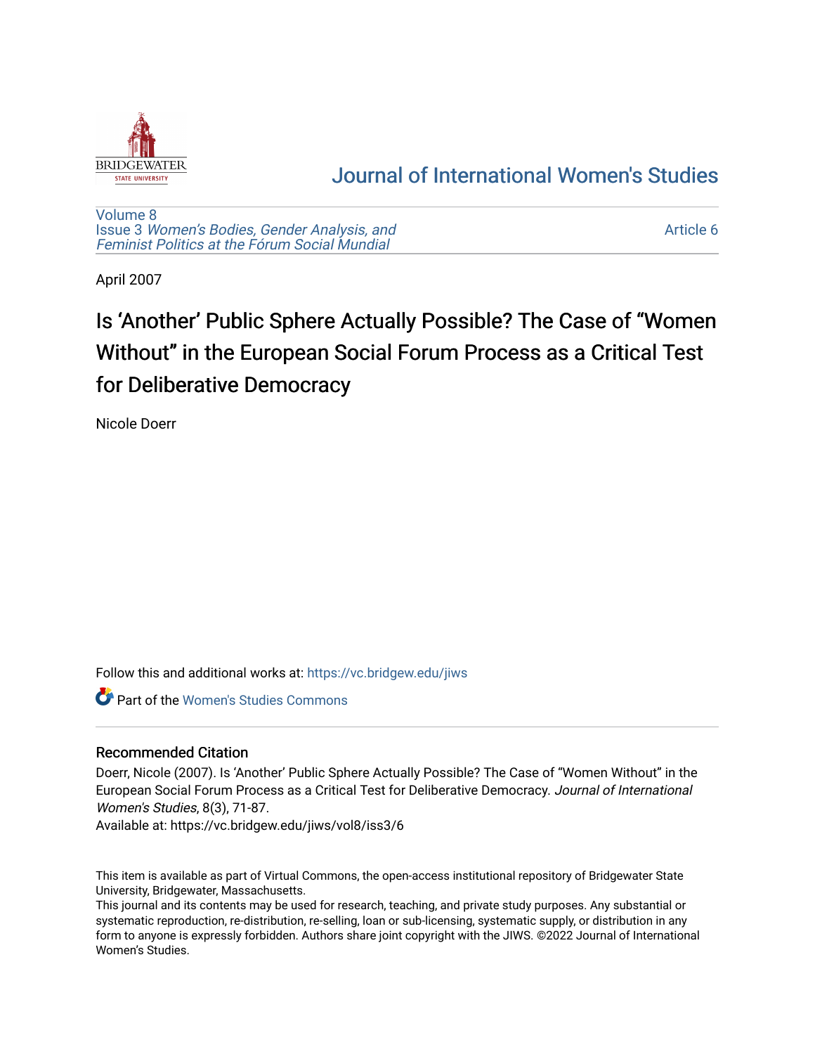# Journal of International Women's Studies

Volume 8
Issue 3 *Women's Bodies, Gender Analysis, and Feminist Politics at the Fórum Social Mundial*

Article 6

April 2007

# Is 'Another' Public Sphere Actually Possible? The Case of "Women Without" in the European Social Forum Process as a Critical Test for Deliberative Democracy

Nicole Doerr

Follow this and additional works at: https://vc.bridgew.edu/jiws

Part of the Women's Studies Commons

## Recommended Citation

Doerr, Nicole (2007). Is 'Another' Public Sphere Actually Possible? The Case of "Women Without" in the European Social Forum Process as a Critical Test for Deliberative Democracy. *Journal of International Women's Studies*, 8(3), 71-87.
Available at: https://vc.bridgew.edu/jiws/vol8/iss3/6

This item is available as part of Virtual Commons, the open-access institutional repository of Bridgewater State University, Bridgewater, Massachusetts.
This journal and its contents may be used for research, teaching, and private study purposes. Any substantial or systematic reproduction, re-distribution, re-selling, loan or sub-licensing, systematic supply, or distribution in any form to anyone is expressly forbidden. Authors share joint copyright with the JIWS. ©2022 Journal of International Women's Studies.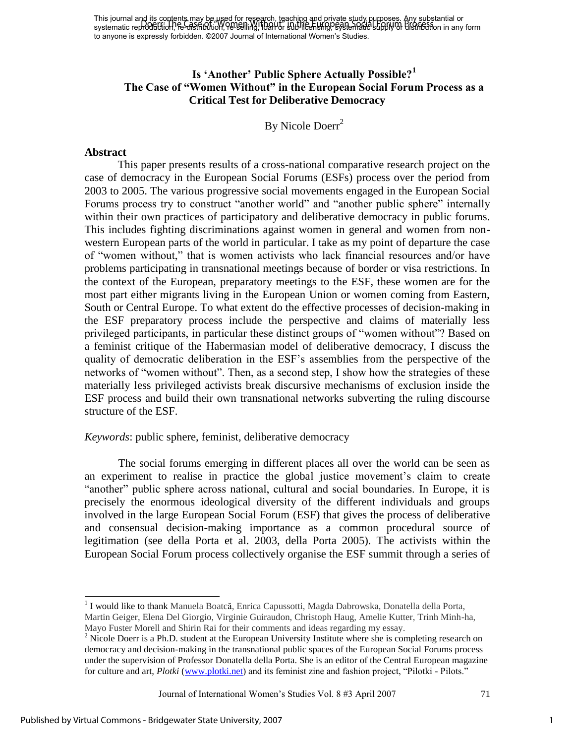# Is 'Another' Public Sphere Actually Possible?[1]

## The Case of "Women Without" in the European Social Forum Process as a Critical Test for Deliberative Democracy

By Nicole Doerr[2]

### Abstract

This paper presents results of a cross-national comparative research project on the case of democracy in the European Social Forums (ESFs) process over the period from 2003 to 2005. The various progressive social movements engaged in the European Social Forums process try to construct "another world" and "another public sphere" internally within their own practices of participatory and deliberative democracy in public forums. This includes fighting discriminations against women in general and women from non-western European parts of the world in particular. I take as my point of departure the case of "women without," that is women activists who lack financial resources and/or have problems participating in transnational meetings because of border or visa restrictions. In the context of the European, preparatory meetings to the ESF, these women are for the most part either migrants living in the European Union or women coming from Eastern, South or Central Europe. To what extent do the effective processes of decision-making in the ESF preparatory process include the perspective and claims of materially less privileged participants, in particular these distinct groups of "women without"? Based on a feminist critique of the Habermasian model of deliberative democracy, I discuss the quality of democratic deliberation in the ESF's assemblies from the perspective of the networks of "women without". Then, as a second step, I show how the strategies of these materially less privileged activists break discursive mechanisms of exclusion inside the ESF process and build their own transnational networks subverting the ruling discourse structure of the ESF.

*Keywords*: public sphere, feminist, deliberative democracy

The social forums emerging in different places all over the world can be seen as an experiment to realise in practice the global justice movement's claim to create "another" public sphere across national, cultural and social boundaries. In Europe, it is precisely the enormous ideological diversity of the different individuals and groups involved in the large European Social Forum (ESF) that gives the process of deliberative and consensual decision-making importance as a common procedural source of legitimation (see della Porta et al. 2003, della Porta 2005). The activists within the European Social Forum process collectively organise the ESF summit through a series of

---

[1] I would like to thank Manuela Boatcă, Enrica Capussotti, Magda Dabrowska, Donatella della Porta, Martin Geiger, Elena Del Giorgio, Virginie Guiraudon, Christoph Haug, Amelie Kutter, Trinh Minh-ha, Mayo Fuster Morell and Shirin Rai for their comments and ideas regarding my essay.

[2] Nicole Doerr is a Ph.D. student at the European University Institute where she is completing research on democracy and decision-making in the transnational public spaces of the European Social Forums process under the supervision of Professor Donatella della Porta. She is an editor of the Central European magazine for culture and art, *Plotki* (www.plotki.net) and its feminist zine and fashion project, "Pilotki - Pilots."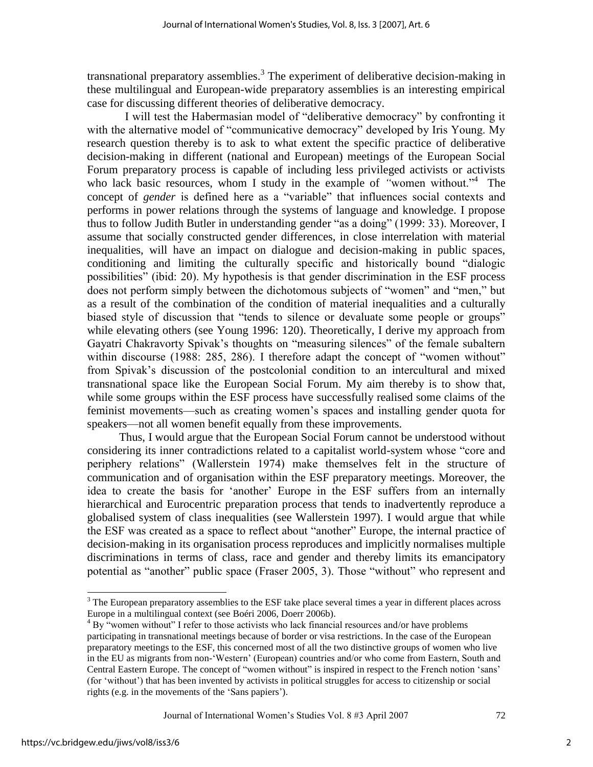transnational preparatory assemblies.[3] The experiment of deliberative decision-making in these multilingual and European-wide preparatory assemblies is an interesting empirical case for discussing different theories of deliberative democracy.

I will test the Habermasian model of "deliberative democracy" by confronting it with the alternative model of "communicative democracy" developed by Iris Young. My research question thereby is to ask to what extent the specific practice of deliberative decision-making in different (national and European) meetings of the European Social Forum preparatory process is capable of including less privileged activists or activists who lack basic resources, whom I study in the example of "women without."[4] The concept of *gender* is defined here as a "variable" that influences social contexts and performs in power relations through the systems of language and knowledge. I propose thus to follow Judith Butler in understanding gender "as a doing" (1999: 33). Moreover, I assume that socially constructed gender differences, in close interrelation with material inequalities, will have an impact on dialogue and decision-making in public spaces, conditioning and limiting the culturally specific and historically bound "dialogic possibilities" (ibid: 20). My hypothesis is that gender discrimination in the ESF process does not perform simply between the dichotomous subjects of "women" and "men," but as a result of the combination of the condition of material inequalities and a culturally biased style of discussion that "tends to silence or devaluate some people or groups" while elevating others (see Young 1996: 120). Theoretically, I derive my approach from Gayatri Chakravorty Spivak's thoughts on "measuring silences" of the female subaltern within discourse (1988: 285, 286). I therefore adapt the concept of "women without" from Spivak's discussion of the postcolonial condition to an intercultural and mixed transnational space like the European Social Forum. My aim thereby is to show that, while some groups within the ESF process have successfully realised some claims of the feminist movements—such as creating women's spaces and installing gender quota for speakers—not all women benefit equally from these improvements.

Thus, I would argue that the European Social Forum cannot be understood without considering its inner contradictions related to a capitalist world-system whose "core and periphery relations" (Wallerstein 1974) make themselves felt in the structure of communication and of organisation within the ESF preparatory meetings. Moreover, the idea to create the basis for 'another' Europe in the ESF suffers from an internally hierarchical and Eurocentric preparation process that tends to inadvertently reproduce a globalised system of class inequalities (see Wallerstein 1997). I would argue that while the ESF was created as a space to reflect about "another" Europe, the internal practice of decision-making in its organisation process reproduces and implicitly normalises multiple discriminations in terms of class, race and gender and thereby limits its emancipatory potential as "another" public space (Fraser 2005, 3). Those "without" who represent and

---

[3] The European preparatory assemblies to the ESF take place several times a year in different places across Europe in a multilingual context (see Boéri 2006, Doerr 2006b).

[4] By "women without" I refer to those activists who lack financial resources and/or have problems participating in transnational meetings because of border or visa restrictions. In the case of the European preparatory meetings to the ESF, this concerned most of all the two distinctive groups of women who live in the EU as migrants from non-'Western' (European) countries and/or who come from Eastern, South and Central Eastern Europe. The concept of "women without" is inspired in respect to the French notion 'sans' (for 'without') that has been invented by activists in political struggles for access to citizenship or social rights (e.g. in the movements of the 'Sans papiers').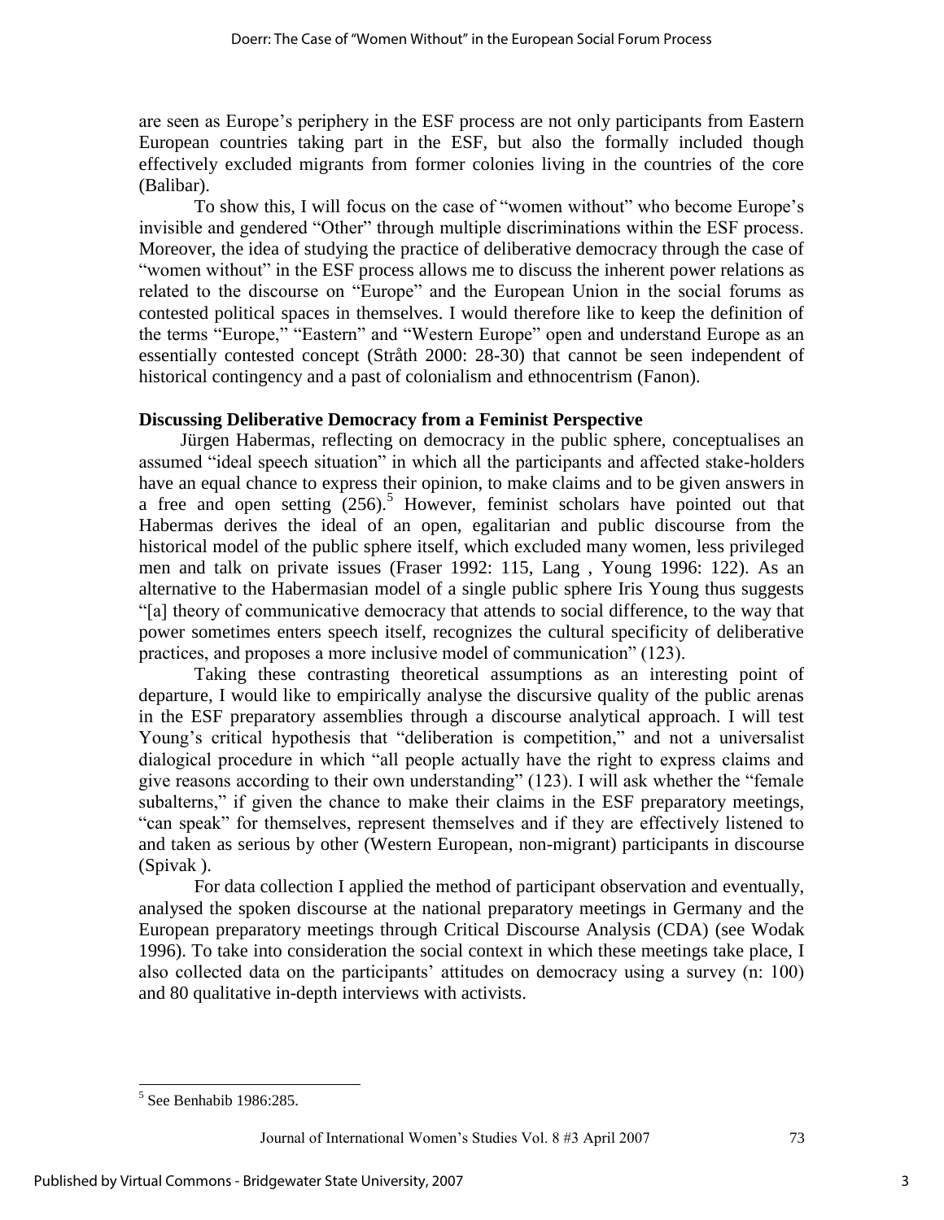are seen as Europe's periphery in the ESF process are not only participants from Eastern European countries taking part in the ESF, but also the formally included though effectively excluded migrants from former colonies living in the countries of the core (Balibar).

To show this, I will focus on the case of "women without" who become Europe's invisible and gendered "Other" through multiple discriminations within the ESF process. Moreover, the idea of studying the practice of deliberative democracy through the case of "women without" in the ESF process allows me to discuss the inherent power relations as related to the discourse on "Europe" and the European Union in the social forums as contested political spaces in themselves. I would therefore like to keep the definition of the terms "Europe," "Eastern" and "Western Europe" open and understand Europe as an essentially contested concept (Stråth 2000: 28-30) that cannot be seen independent of historical contingency and a past of colonialism and ethnocentrism (Fanon).

## Discussing Deliberative Democracy from a Feminist Perspective

Jürgen Habermas, reflecting on democracy in the public sphere, conceptualises an assumed "ideal speech situation" in which all the participants and affected stake-holders have an equal chance to express their opinion, to make claims and to be given answers in a free and open setting (256).[5] However, feminist scholars have pointed out that Habermas derives the ideal of an open, egalitarian and public discourse from the historical model of the public sphere itself, which excluded many women, less privileged men and talk on private issues (Fraser 1992: 115, Lang , Young 1996: 122). As an alternative to the Habermasian model of a single public sphere Iris Young thus suggests "[a] theory of communicative democracy that attends to social difference, to the way that power sometimes enters speech itself, recognizes the cultural specificity of deliberative practices, and proposes a more inclusive model of communication" (123).

Taking these contrasting theoretical assumptions as an interesting point of departure, I would like to empirically analyse the discursive quality of the public arenas in the ESF preparatory assemblies through a discourse analytical approach. I will test Young's critical hypothesis that "deliberation is competition," and not a universalist dialogical procedure in which "all people actually have the right to express claims and give reasons according to their own understanding" (123). I will ask whether the "female subalterns," if given the chance to make their claims in the ESF preparatory meetings, "can speak" for themselves, represent themselves and if they are effectively listened to and taken as serious by other (Western European, non-migrant) participants in discourse (Spivak ).

For data collection I applied the method of participant observation and eventually, analysed the spoken discourse at the national preparatory meetings in Germany and the European preparatory meetings through Critical Discourse Analysis (CDA) (see Wodak 1996). To take into consideration the social context in which these meetings take place, I also collected data on the participants' attitudes on democracy using a survey (n: 100) and 80 qualitative in-depth interviews with activists.

---

[5] See Benhabib 1986:285.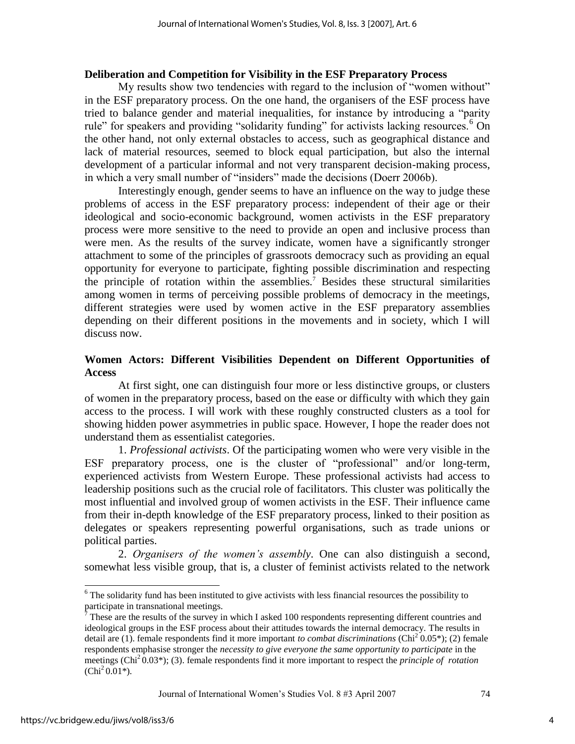## Deliberation and Competition for Visibility in the ESF Preparatory Process

My results show two tendencies with regard to the inclusion of "women without" in the ESF preparatory process. On the one hand, the organisers of the ESF process have tried to balance gender and material inequalities, for instance by introducing a "parity rule" for speakers and providing "solidarity funding" for activists lacking resources.[6] On the other hand, not only external obstacles to access, such as geographical distance and lack of material resources, seemed to block equal participation, but also the internal development of a particular informal and not very transparent decision-making process, in which a very small number of "insiders" made the decisions (Doerr 2006b).

Interestingly enough, gender seems to have an influence on the way to judge these problems of access in the ESF preparatory process: independent of their age or their ideological and socio-economic background, women activists in the ESF preparatory process were more sensitive to the need to provide an open and inclusive process than were men. As the results of the survey indicate, women have a significantly stronger attachment to some of the principles of grassroots democracy such as providing an equal opportunity for everyone to participate, fighting possible discrimination and respecting the principle of rotation within the assemblies.[7] Besides these structural similarities among women in terms of perceiving possible problems of democracy in the meetings, different strategies were used by women active in the ESF preparatory assemblies depending on their different positions in the movements and in society, which I will discuss now.

## Women Actors: Different Visibilities Dependent on Different Opportunities of Access

At first sight, one can distinguish four more or less distinctive groups, or clusters of women in the preparatory process, based on the ease or difficulty with which they gain access to the process. I will work with these roughly constructed clusters as a tool for showing hidden power asymmetries in public space. However, I hope the reader does not understand them as essentialist categories.

1. *Professional activists*. Of the participating women who were very visible in the ESF preparatory process, one is the cluster of "professional" and/or long-term, experienced activists from Western Europe. These professional activists had access to leadership positions such as the crucial role of facilitators. This cluster was politically the most influential and involved group of women activists in the ESF. Their influence came from their in-depth knowledge of the ESF preparatory process, linked to their position as delegates or speakers representing powerful organisations, such as trade unions or political parties.

2. *Organisers of the women's assembly*. One can also distinguish a second, somewhat less visible group, that is, a cluster of feminist activists related to the network

---

[6] The solidarity fund has been instituted to give activists with less financial resources the possibility to participate in transnational meetings.

[7] These are the results of the survey in which I asked 100 respondents representing different countries and ideological groups in the ESF process about their attitudes towards the internal democracy. The results in detail are (1). female respondents find it more important *to combat discriminations* ($Chi^2$ 0.05*); (2) female respondents emphasise stronger the *necessity to give everyone the same opportunity to participate* in the meetings ($Chi^2$ 0.03*); (3). female respondents find it more important to respect the *principle of rotation* ($Chi^2$ 0.01*).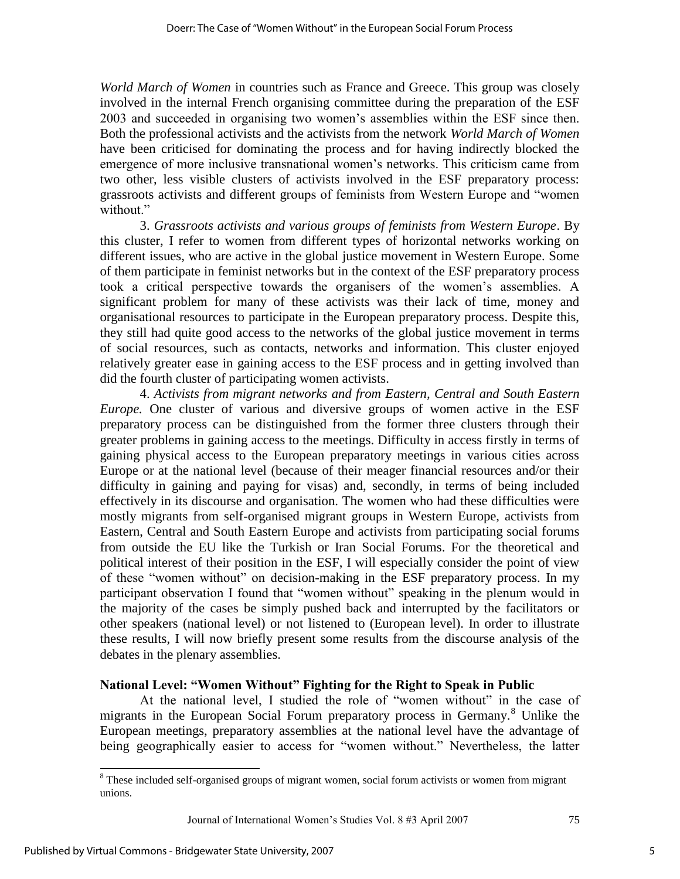*World March of Women* in countries such as France and Greece. This group was closely involved in the internal French organising committee during the preparation of the ESF 2003 and succeeded in organising two women's assemblies within the ESF since then. Both the professional activists and the activists from the network *World March of Women* have been criticised for dominating the process and for having indirectly blocked the emergence of more inclusive transnational women's networks. This criticism came from two other, less visible clusters of activists involved in the ESF preparatory process: grassroots activists and different groups of feminists from Western Europe and "women without."

3. *Grassroots activists and various groups of feminists from Western Europe*. By this cluster, I refer to women from different types of horizontal networks working on different issues, who are active in the global justice movement in Western Europe. Some of them participate in feminist networks but in the context of the ESF preparatory process took a critical perspective towards the organisers of the women's assemblies. A significant problem for many of these activists was their lack of time, money and organisational resources to participate in the European preparatory process. Despite this, they still had quite good access to the networks of the global justice movement in terms of social resources, such as contacts, networks and information. This cluster enjoyed relatively greater ease in gaining access to the ESF process and in getting involved than did the fourth cluster of participating women activists.

4. *Activists from migrant networks and from Eastern, Central and South Eastern Europe.* One cluster of various and diversive groups of women active in the ESF preparatory process can be distinguished from the former three clusters through their greater problems in gaining access to the meetings. Difficulty in access firstly in terms of gaining physical access to the European preparatory meetings in various cities across Europe or at the national level (because of their meager financial resources and/or their difficulty in gaining and paying for visas) and, secondly, in terms of being included effectively in its discourse and organisation. The women who had these difficulties were mostly migrants from self-organised migrant groups in Western Europe, activists from Eastern, Central and South Eastern Europe and activists from participating social forums from outside the EU like the Turkish or Iran Social Forums. For the theoretical and political interest of their position in the ESF, I will especially consider the point of view of these "women without" on decision-making in the ESF preparatory process. In my participant observation I found that "women without" speaking in the plenum would in the majority of the cases be simply pushed back and interrupted by the facilitators or other speakers (national level) or not listened to (European level). In order to illustrate these results, I will now briefly present some results from the discourse analysis of the debates in the plenary assemblies.

### National Level: "Women Without" Fighting for the Right to Speak in Public

At the national level, I studied the role of "women without" in the case of migrants in the European Social Forum preparatory process in Germany.[8] Unlike the European meetings, preparatory assemblies at the national level have the advantage of being geographically easier to access for "women without." Nevertheless, the latter

[8] These included self-organised groups of migrant women, social forum activists or women from migrant unions.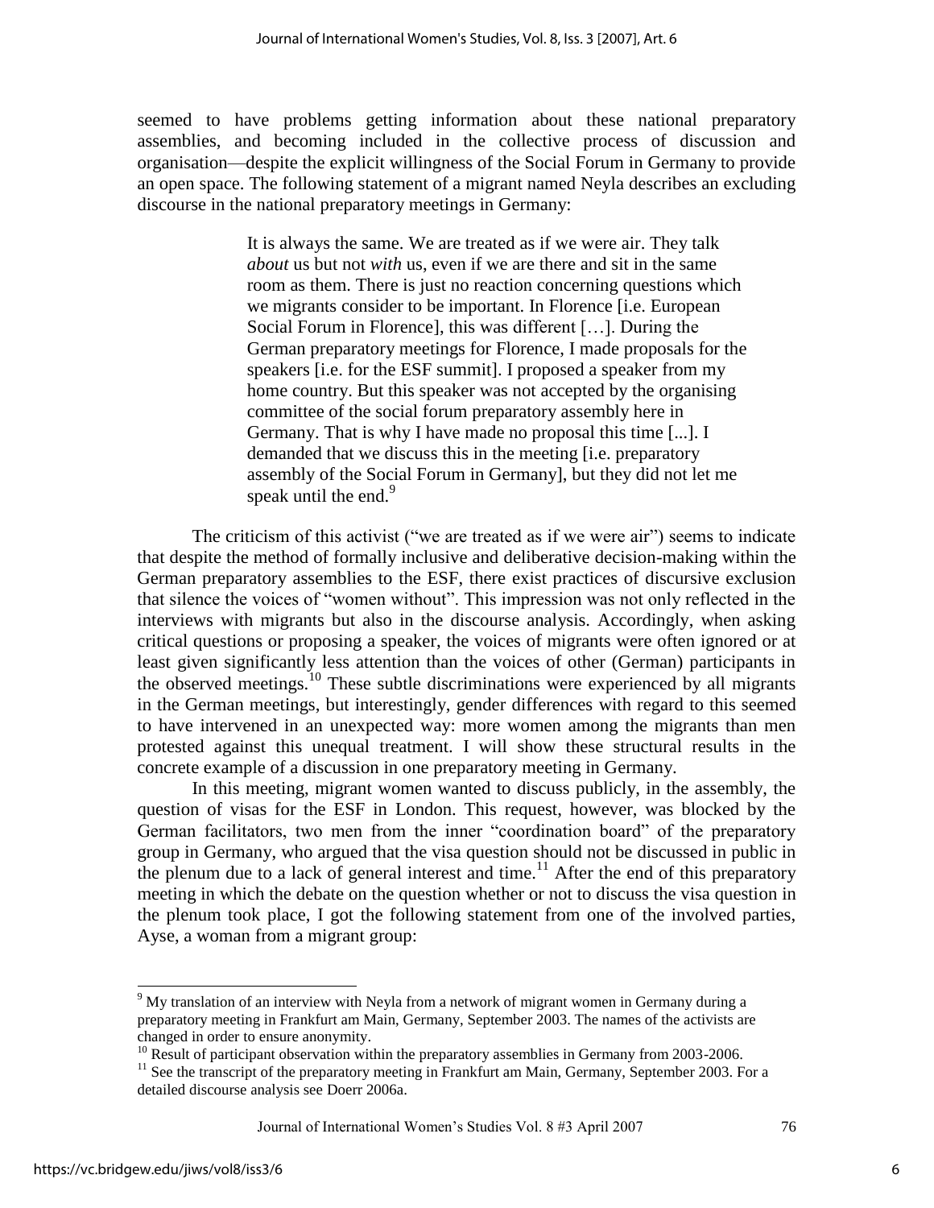seemed to have problems getting information about these national preparatory assemblies, and becoming included in the collective process of discussion and organisation—despite the explicit willingness of the Social Forum in Germany to provide an open space. The following statement of a migrant named Neyla describes an excluding discourse in the national preparatory meetings in Germany:

> It is always the same. We are treated as if we were air. They talk *about* us but not *with* us, even if we are there and sit in the same room as them. There is just no reaction concerning questions which we migrants consider to be important. In Florence [i.e. European Social Forum in Florence], this was different […]. During the German preparatory meetings for Florence, I made proposals for the speakers [i.e. for the ESF summit]. I proposed a speaker from my home country. But this speaker was not accepted by the organising committee of the social forum preparatory assembly here in Germany. That is why I have made no proposal this time [...]. I demanded that we discuss this in the meeting [i.e. preparatory assembly of the Social Forum in Germany], but they did not let me speak until the end.[9]

The criticism of this activist ("we are treated as if we were air") seems to indicate that despite the method of formally inclusive and deliberative decision-making within the German preparatory assemblies to the ESF, there exist practices of discursive exclusion that silence the voices of "women without". This impression was not only reflected in the interviews with migrants but also in the discourse analysis. Accordingly, when asking critical questions or proposing a speaker, the voices of migrants were often ignored or at least given significantly less attention than the voices of other (German) participants in the observed meetings.[10] These subtle discriminations were experienced by all migrants in the German meetings, but interestingly, gender differences with regard to this seemed to have intervened in an unexpected way: more women among the migrants than men protested against this unequal treatment. I will show these structural results in the concrete example of a discussion in one preparatory meeting in Germany.

In this meeting, migrant women wanted to discuss publicly, in the assembly, the question of visas for the ESF in London. This request, however, was blocked by the German facilitators, two men from the inner "coordination board" of the preparatory group in Germany, who argued that the visa question should not be discussed in public in the plenum due to a lack of general interest and time.[11] After the end of this preparatory meeting in which the debate on the question whether or not to discuss the visa question in the plenum took place, I got the following statement from one of the involved parties, Ayse, a woman from a migrant group:

---

[9] My translation of an interview with Neyla from a network of migrant women in Germany during a preparatory meeting in Frankfurt am Main, Germany, September 2003. The names of the activists are changed in order to ensure anonymity.

[10] Result of participant observation within the preparatory assemblies in Germany from 2003-2006.

[11] See the transcript of the preparatory meeting in Frankfurt am Main, Germany, September 2003. For a detailed discourse analysis see Doerr 2006a.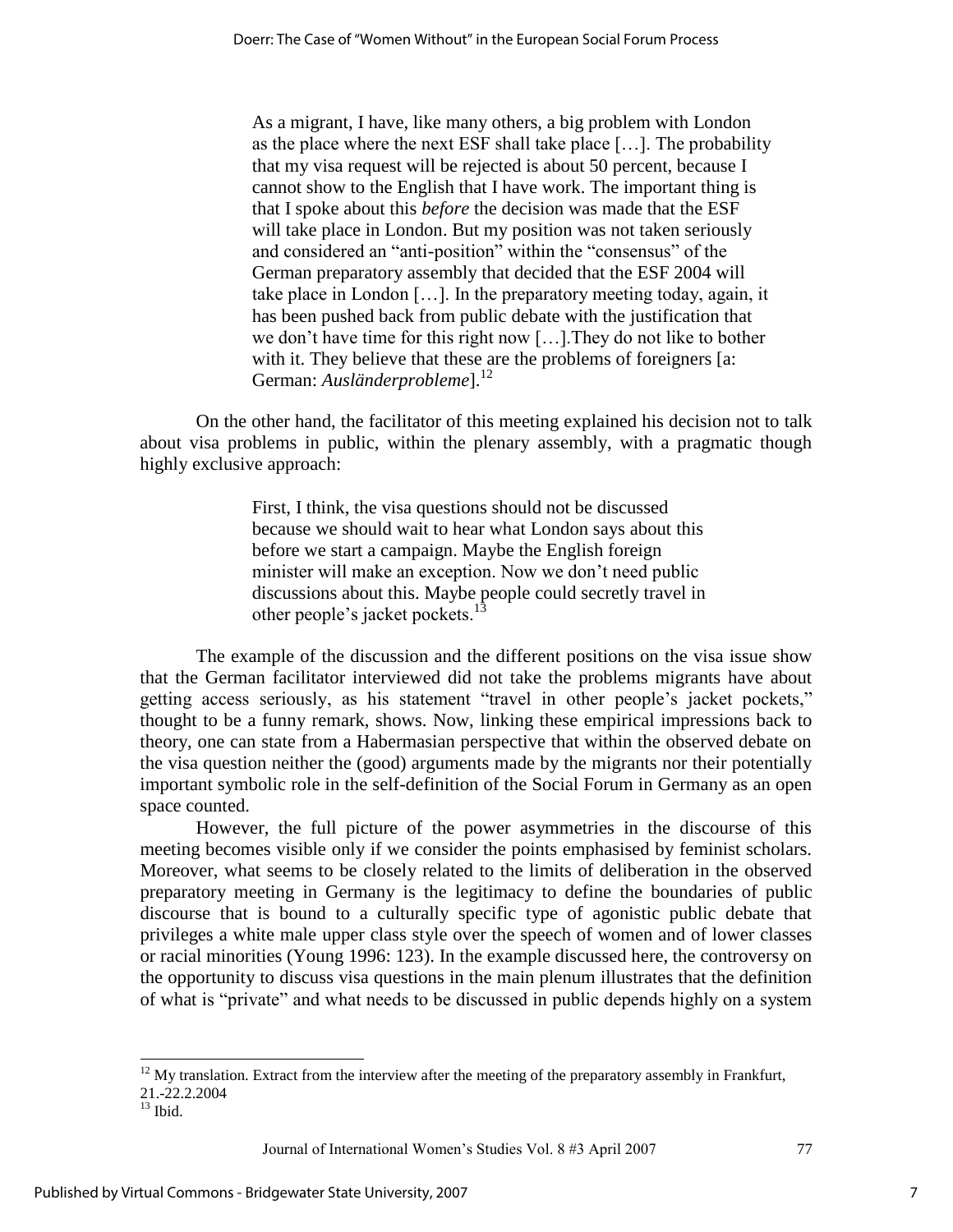> As a migrant, I have, like many others, a big problem with London as the place where the next ESF shall take place […]. The probability that my visa request will be rejected is about 50 percent, because I cannot show to the English that I have work. The important thing is that I spoke about this *before* the decision was made that the ESF will take place in London. But my position was not taken seriously and considered an "anti-position" within the "consensus" of the German preparatory assembly that decided that the ESF 2004 will take place in London […]. In the preparatory meeting today, again, it has been pushed back from public debate with the justification that we don't have time for this right now […].They do not like to bother with it. They believe that these are the problems of foreigners [a: German: *Ausländerprobleme*].[12]

On the other hand, the facilitator of this meeting explained his decision not to talk about visa problems in public, within the plenary assembly, with a pragmatic though highly exclusive approach:

> First, I think, the visa questions should not be discussed because we should wait to hear what London says about this before we start a campaign. Maybe the English foreign minister will make an exception. Now we don't need public discussions about this. Maybe people could secretly travel in other people's jacket pockets.[13]

The example of the discussion and the different positions on the visa issue show that the German facilitator interviewed did not take the problems migrants have about getting access seriously, as his statement "travel in other people's jacket pockets," thought to be a funny remark, shows. Now, linking these empirical impressions back to theory, one can state from a Habermasian perspective that within the observed debate on the visa question neither the (good) arguments made by the migrants nor their potentially important symbolic role in the self-definition of the Social Forum in Germany as an open space counted.

However, the full picture of the power asymmetries in the discourse of this meeting becomes visible only if we consider the points emphasised by feminist scholars. Moreover, what seems to be closely related to the limits of deliberation in the observed preparatory meeting in Germany is the legitimacy to define the boundaries of public discourse that is bound to a culturally specific type of agonistic public debate that privileges a white male upper class style over the speech of women and of lower classes or racial minorities (Young 1996: 123). In the example discussed here, the controversy on the opportunity to discuss visa questions in the main plenum illustrates that the definition of what is "private" and what needs to be discussed in public depends highly on a system

---

[12] My translation. Extract from the interview after the meeting of the preparatory assembly in Frankfurt, 21.-22.2.2004

[13] Ibid.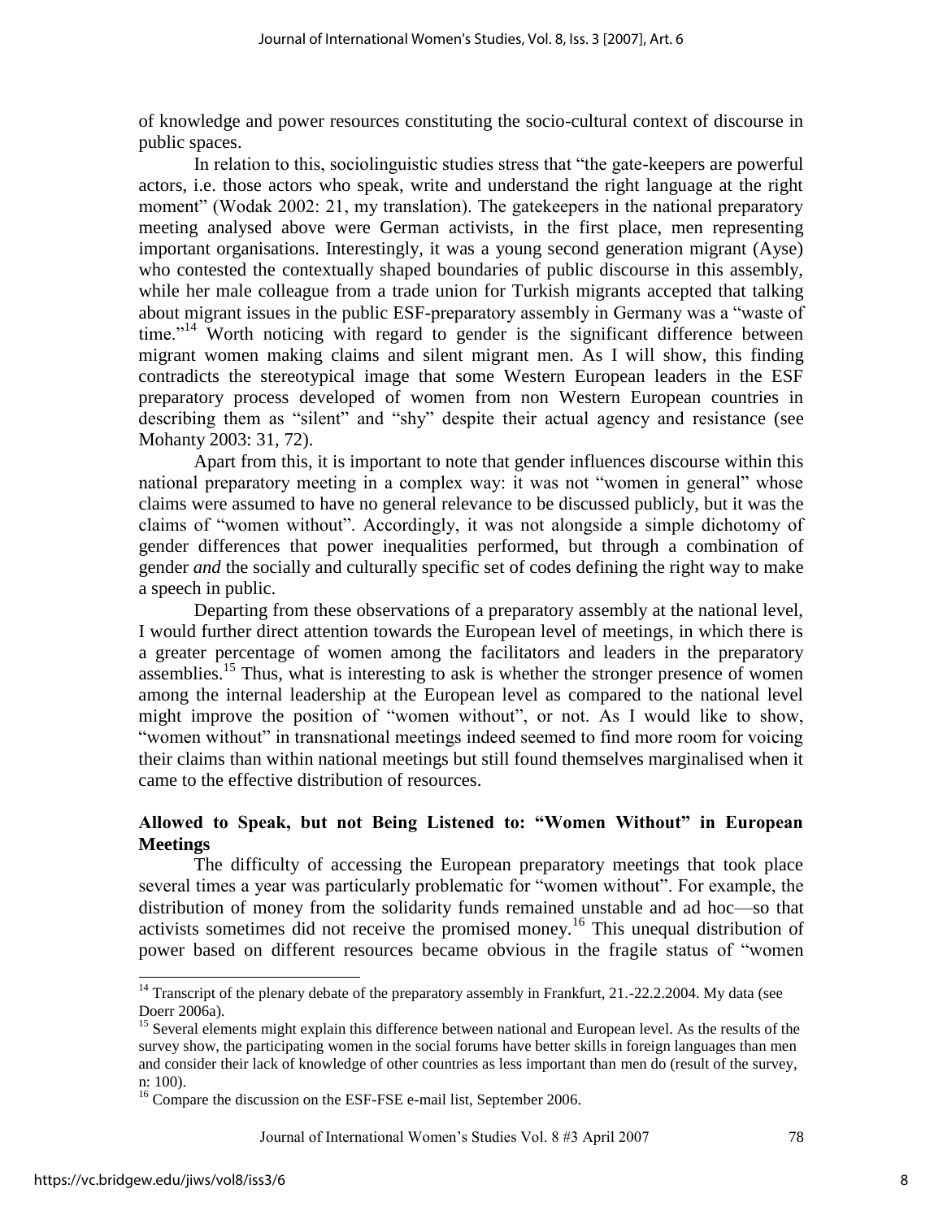of knowledge and power resources constituting the socio-cultural context of discourse in public spaces.

In relation to this, sociolinguistic studies stress that "the gate-keepers are powerful actors, i.e. those actors who speak, write and understand the right language at the right moment" (Wodak 2002: 21, my translation). The gatekeepers in the national preparatory meeting analysed above were German activists, in the first place, men representing important organisations. Interestingly, it was a young second generation migrant (Ayse) who contested the contextually shaped boundaries of public discourse in this assembly, while her male colleague from a trade union for Turkish migrants accepted that talking about migrant issues in the public ESF-preparatory assembly in Germany was a "waste of time."[14] Worth noticing with regard to gender is the significant difference between migrant women making claims and silent migrant men. As I will show, this finding contradicts the stereotypical image that some Western European leaders in the ESF preparatory process developed of women from non Western European countries in describing them as "silent" and "shy" despite their actual agency and resistance (see Mohanty 2003: 31, 72).

Apart from this, it is important to note that gender influences discourse within this national preparatory meeting in a complex way: it was not "women in general" whose claims were assumed to have no general relevance to be discussed publicly, but it was the claims of "women without". Accordingly, it was not alongside a simple dichotomy of gender differences that power inequalities performed, but through a combination of gender *and* the socially and culturally specific set of codes defining the right way to make a speech in public.

Departing from these observations of a preparatory assembly at the national level, I would further direct attention towards the European level of meetings, in which there is a greater percentage of women among the facilitators and leaders in the preparatory assemblies.[15] Thus, what is interesting to ask is whether the stronger presence of women among the internal leadership at the European level as compared to the national level might improve the position of "women without", or not. As I would like to show, "women without" in transnational meetings indeed seemed to find more room for voicing their claims than within national meetings but still found themselves marginalised when it came to the effective distribution of resources.

## Allowed to Speak, but not Being Listened to: "Women Without" in European Meetings

The difficulty of accessing the European preparatory meetings that took place several times a year was particularly problematic for "women without". For example, the distribution of money from the solidarity funds remained unstable and ad hoc—so that activists sometimes did not receive the promised money.[16] This unequal distribution of power based on different resources became obvious in the fragile status of "women

---

[14] Transcript of the plenary debate of the preparatory assembly in Frankfurt, 21.-22.2.2004. My data (see Doerr 2006a).

[15] Several elements might explain this difference between national and European level. As the results of the survey show, the participating women in the social forums have better skills in foreign languages than men and consider their lack of knowledge of other countries as less important than men do (result of the survey, n: 100).

[16] Compare the discussion on the ESF-FSE e-mail list, September 2006.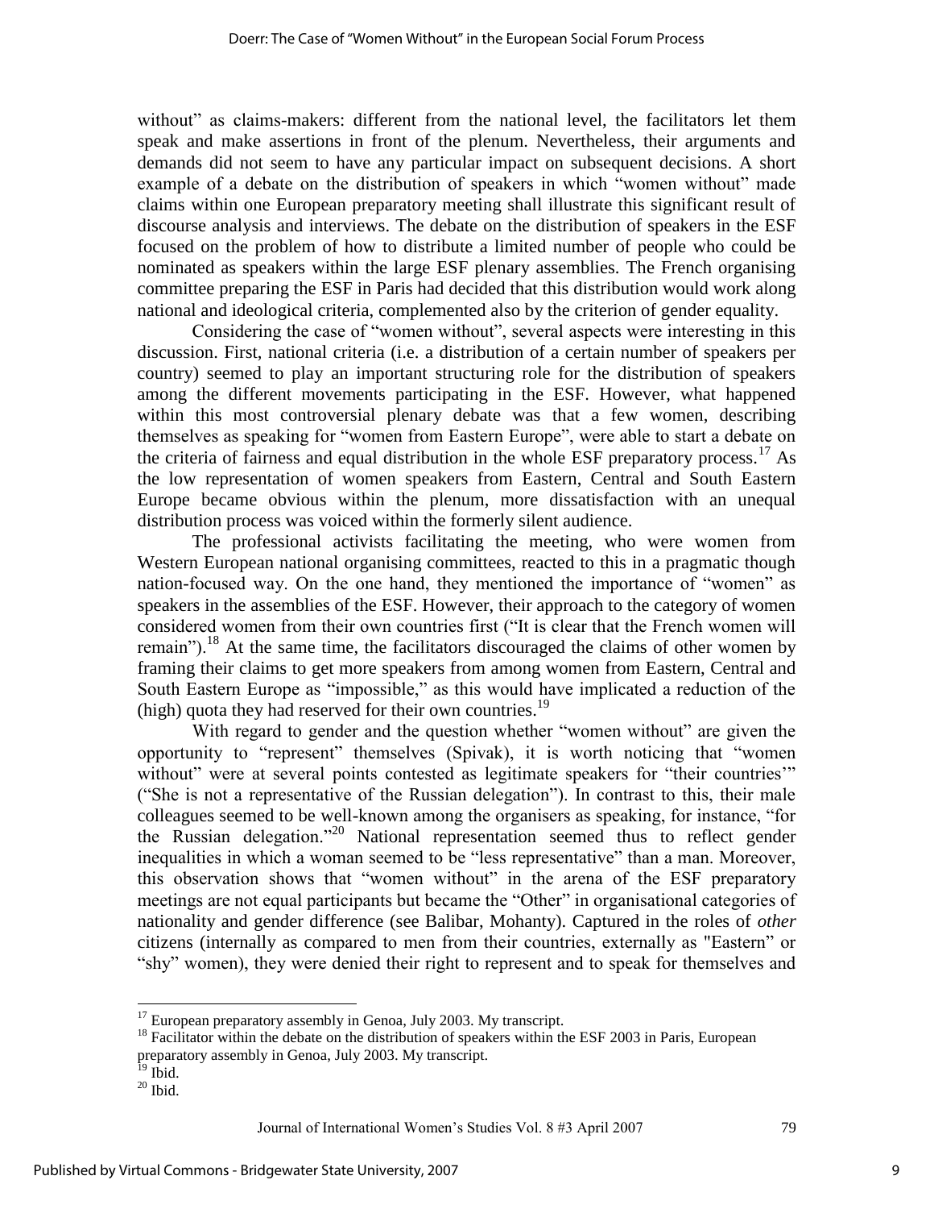without" as claims-makers: different from the national level, the facilitators let them speak and make assertions in front of the plenum. Nevertheless, their arguments and demands did not seem to have any particular impact on subsequent decisions. A short example of a debate on the distribution of speakers in which "women without" made claims within one European preparatory meeting shall illustrate this significant result of discourse analysis and interviews. The debate on the distribution of speakers in the ESF focused on the problem of how to distribute a limited number of people who could be nominated as speakers within the large ESF plenary assemblies. The French organising committee preparing the ESF in Paris had decided that this distribution would work along national and ideological criteria, complemented also by the criterion of gender equality.

Considering the case of "women without", several aspects were interesting in this discussion. First, national criteria (i.e. a distribution of a certain number of speakers per country) seemed to play an important structuring role for the distribution of speakers among the different movements participating in the ESF. However, what happened within this most controversial plenary debate was that a few women, describing themselves as speaking for "women from Eastern Europe", were able to start a debate on the criteria of fairness and equal distribution in the whole ESF preparatory process.[17] As the low representation of women speakers from Eastern, Central and South Eastern Europe became obvious within the plenum, more dissatisfaction with an unequal distribution process was voiced within the formerly silent audience.

The professional activists facilitating the meeting, who were women from Western European national organising committees, reacted to this in a pragmatic though nation-focused way. On the one hand, they mentioned the importance of "women" as speakers in the assemblies of the ESF. However, their approach to the category of women considered women from their own countries first ("It is clear that the French women will remain").[18] At the same time, the facilitators discouraged the claims of other women by framing their claims to get more speakers from among women from Eastern, Central and South Eastern Europe as "impossible," as this would have implicated a reduction of the (high) quota they had reserved for their own countries.[19]

With regard to gender and the question whether "women without" are given the opportunity to "represent" themselves (Spivak), it is worth noticing that "women without" were at several points contested as legitimate speakers for "their countries'" ("She is not a representative of the Russian delegation"). In contrast to this, their male colleagues seemed to be well-known among the organisers as speaking, for instance, "for the Russian delegation."[20] National representation seemed thus to reflect gender inequalities in which a woman seemed to be "less representative" than a man. Moreover, this observation shows that "women without" in the arena of the ESF preparatory meetings are not equal participants but became the "Other" in organisational categories of nationality and gender difference (see Balibar, Mohanty). Captured in the roles of *other* citizens (internally as compared to men from their countries, externally as "Eastern" or "shy" women), they were denied their right to represent and to speak for themselves and

[17] European preparatory assembly in Genoa, July 2003. My transcript.

[18] Facilitator within the debate on the distribution of speakers within the ESF 2003 in Paris, European preparatory assembly in Genoa, July 2003. My transcript.

[19] Ibid.

[20] Ibid.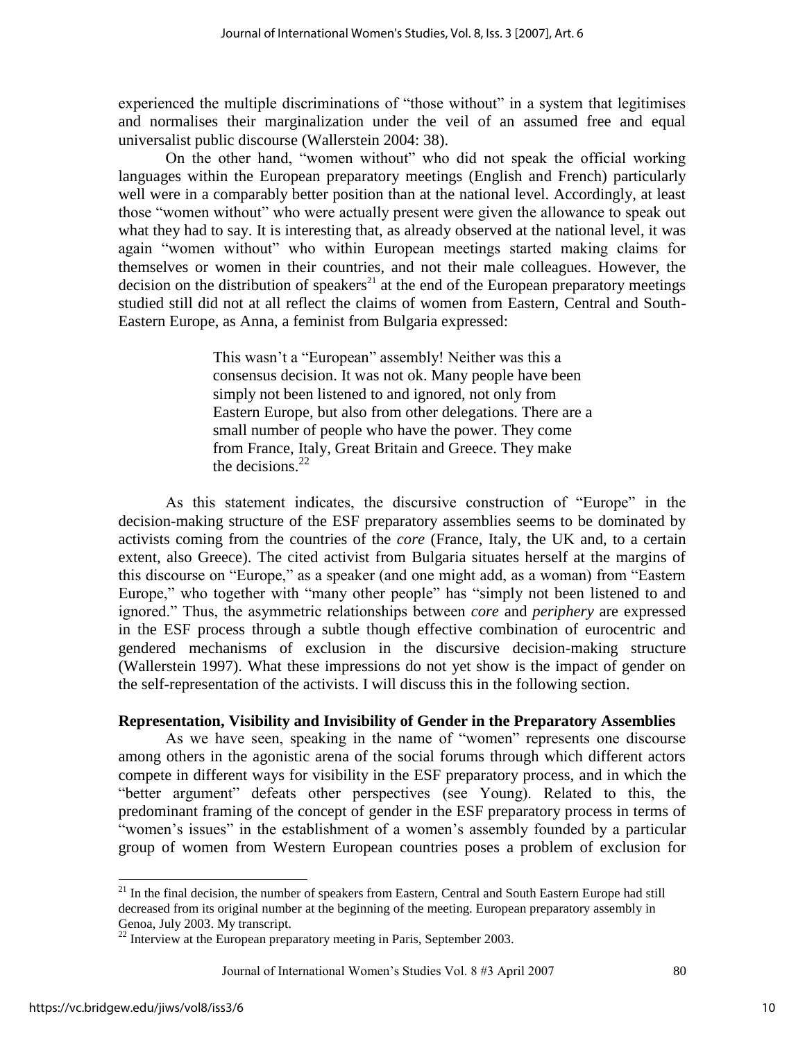experienced the multiple discriminations of "those without" in a system that legitimises and normalises their marginalization under the veil of an assumed free and equal universalist public discourse (Wallerstein 2004: 38).

On the other hand, "women without" who did not speak the official working languages within the European preparatory meetings (English and French) particularly well were in a comparably better position than at the national level. Accordingly, at least those "women without" who were actually present were given the allowance to speak out what they had to say. It is interesting that, as already observed at the national level, it was again "women without" who within European meetings started making claims for themselves or women in their countries, and not their male colleagues. However, the decision on the distribution of speakers[21] at the end of the European preparatory meetings studied still did not at all reflect the claims of women from Eastern, Central and South-Eastern Europe, as Anna, a feminist from Bulgaria expressed:

> This wasn't a "European" assembly! Neither was this a consensus decision. It was not ok. Many people have been simply not been listened to and ignored, not only from Eastern Europe, but also from other delegations. There are a small number of people who have the power. They come from France, Italy, Great Britain and Greece. They make the decisions.[22]

As this statement indicates, the discursive construction of "Europe" in the decision-making structure of the ESF preparatory assemblies seems to be dominated by activists coming from the countries of the *core* (France, Italy, the UK and, to a certain extent, also Greece). The cited activist from Bulgaria situates herself at the margins of this discourse on "Europe," as a speaker (and one might add, as a woman) from "Eastern Europe," who together with "many other people" has "simply not been listened to and ignored." Thus, the asymmetric relationships between *core* and *periphery* are expressed in the ESF process through a subtle though effective combination of eurocentric and gendered mechanisms of exclusion in the discursive decision-making structure (Wallerstein 1997). What these impressions do not yet show is the impact of gender on the self-representation of the activists. I will discuss this in the following section.

**Representation, Visibility and Invisibility of Gender in the Preparatory Assemblies**

As we have seen, speaking in the name of "women" represents one discourse among others in the agonistic arena of the social forums through which different actors compete in different ways for visibility in the ESF preparatory process, and in which the "better argument" defeats other perspectives (see Young). Related to this, the predominant framing of the concept of gender in the ESF preparatory process in terms of "women's issues" in the establishment of a women's assembly founded by a particular group of women from Western European countries poses a problem of exclusion for

---

[21] In the final decision, the number of speakers from Eastern, Central and South Eastern Europe had still decreased from its original number at the beginning of the meeting. European preparatory assembly in Genoa, July 2003. My transcript.

[22] Interview at the European preparatory meeting in Paris, September 2003.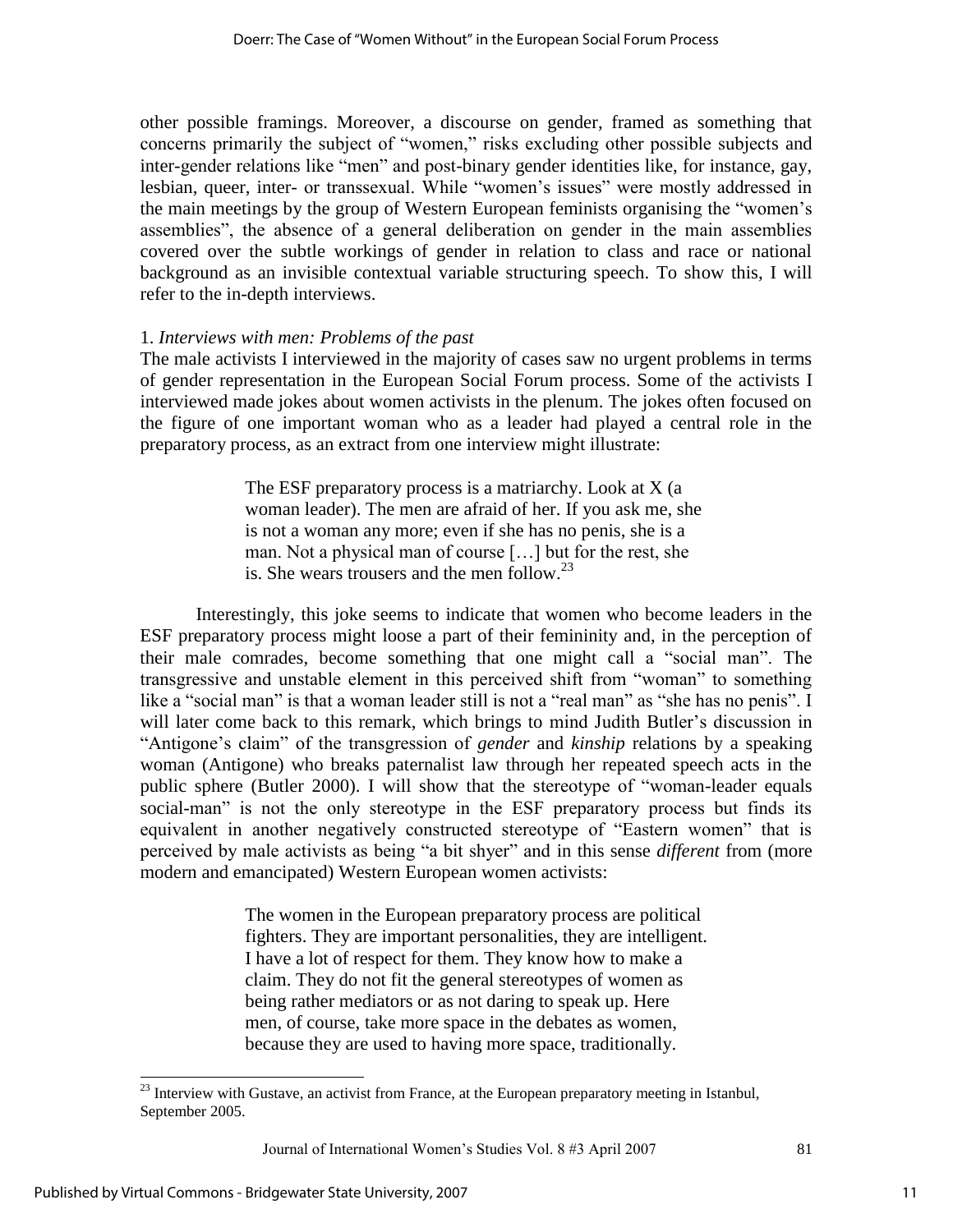other possible framings. Moreover, a discourse on gender, framed as something that concerns primarily the subject of "women," risks excluding other possible subjects and inter-gender relations like "men" and post-binary gender identities like, for instance, gay, lesbian, queer, inter- or transsexual. While "women's issues" were mostly addressed in the main meetings by the group of Western European feminists organising the "women's assemblies", the absence of a general deliberation on gender in the main assemblies covered over the subtle workings of gender in relation to class and race or national background as an invisible contextual variable structuring speech. To show this, I will refer to the in-depth interviews.

1. *Interviews with men: Problems of the past*

The male activists I interviewed in the majority of cases saw no urgent problems in terms of gender representation in the European Social Forum process. Some of the activists I interviewed made jokes about women activists in the plenum. The jokes often focused on the figure of one important woman who as a leader had played a central role in the preparatory process, as an extract from one interview might illustrate:

> The ESF preparatory process is a matriarchy. Look at X (a woman leader). The men are afraid of her. If you ask me, she is not a woman any more; even if she has no penis, she is a man. Not a physical man of course […] but for the rest, she is. She wears trousers and the men follow.[23]

Interestingly, this joke seems to indicate that women who become leaders in the ESF preparatory process might loose a part of their femininity and, in the perception of their male comrades, become something that one might call a "social man". The transgressive and unstable element in this perceived shift from "woman" to something like a "social man" is that a woman leader still is not a "real man" as "she has no penis". I will later come back to this remark, which brings to mind Judith Butler's discussion in "Antigone's claim" of the transgression of *gender* and *kinship* relations by a speaking woman (Antigone) who breaks paternalist law through her repeated speech acts in the public sphere (Butler 2000). I will show that the stereotype of "woman-leader equals social-man" is not the only stereotype in the ESF preparatory process but finds its equivalent in another negatively constructed stereotype of "Eastern women" that is perceived by male activists as being "a bit shyer" and in this sense *different* from (more modern and emancipated) Western European women activists:

> The women in the European preparatory process are political fighters. They are important personalities, they are intelligent. I have a lot of respect for them. They know how to make a claim. They do not fit the general stereotypes of women as being rather mediators or as not daring to speak up. Here men, of course, take more space in the debates as women, because they are used to having more space, traditionally.

---

[23] Interview with Gustave, an activist from France, at the European preparatory meeting in Istanbul, September 2005.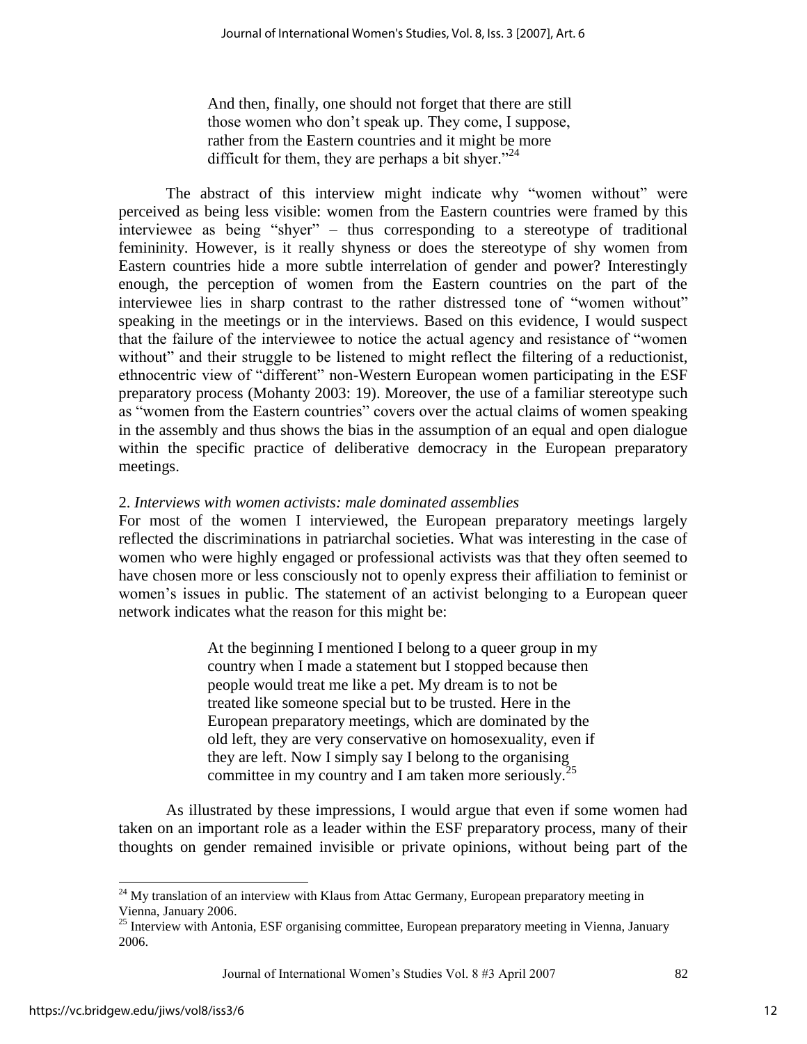> And then, finally, one should not forget that there are still those women who don't speak up. They come, I suppose, rather from the Eastern countries and it might be more difficult for them, they are perhaps a bit shyer."[24]

The abstract of this interview might indicate why "women without" were perceived as being less visible: women from the Eastern countries were framed by this interviewee as being "shyer" – thus corresponding to a stereotype of traditional femininity. However, is it really shyness or does the stereotype of shy women from Eastern countries hide a more subtle interrelation of gender and power? Interestingly enough, the perception of women from the Eastern countries on the part of the interviewee lies in sharp contrast to the rather distressed tone of "women without" speaking in the meetings or in the interviews. Based on this evidence, I would suspect that the failure of the interviewee to notice the actual agency and resistance of "women without" and their struggle to be listened to might reflect the filtering of a reductionist, ethnocentric view of "different" non-Western European women participating in the ESF preparatory process (Mohanty 2003: 19). Moreover, the use of a familiar stereotype such as "women from the Eastern countries" covers over the actual claims of women speaking in the assembly and thus shows the bias in the assumption of an equal and open dialogue within the specific practice of deliberative democracy in the European preparatory meetings.

2. *Interviews with women activists: male dominated assemblies*

For most of the women I interviewed, the European preparatory meetings largely reflected the discriminations in patriarchal societies. What was interesting in the case of women who were highly engaged or professional activists was that they often seemed to have chosen more or less consciously not to openly express their affiliation to feminist or women's issues in public. The statement of an activist belonging to a European queer network indicates what the reason for this might be:

> At the beginning I mentioned I belong to a queer group in my country when I made a statement but I stopped because then people would treat me like a pet. My dream is to not be treated like someone special but to be trusted. Here in the European preparatory meetings, which are dominated by the old left, they are very conservative on homosexuality, even if they are left. Now I simply say I belong to the organising committee in my country and I am taken more seriously.[25]

As illustrated by these impressions, I would argue that even if some women had taken on an important role as a leader within the ESF preparatory process, many of their thoughts on gender remained invisible or private opinions, without being part of the

[24] My translation of an interview with Klaus from Attac Germany, European preparatory meeting in Vienna, January 2006.

[25] Interview with Antonia, ESF organising committee, European preparatory meeting in Vienna, January 2006.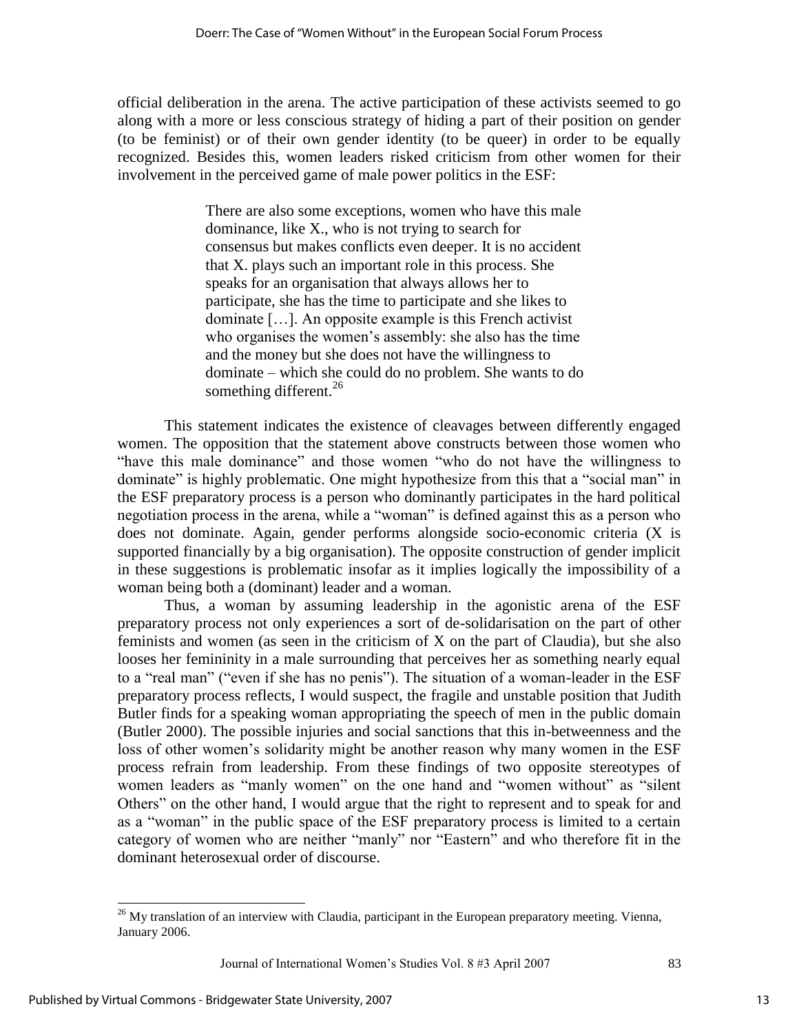official deliberation in the arena. The active participation of these activists seemed to go along with a more or less conscious strategy of hiding a part of their position on gender (to be feminist) or of their own gender identity (to be queer) in order to be equally recognized. Besides this, women leaders risked criticism from other women for their involvement in the perceived game of male power politics in the ESF:

> There are also some exceptions, women who have this male dominance, like X., who is not trying to search for consensus but makes conflicts even deeper. It is no accident that X. plays such an important role in this process. She speaks for an organisation that always allows her to participate, she has the time to participate and she likes to dominate […]. An opposite example is this French activist who organises the women's assembly: she also has the time and the money but she does not have the willingness to dominate – which she could do no problem. She wants to do something different.[26]

This statement indicates the existence of cleavages between differently engaged women. The opposition that the statement above constructs between those women who "have this male dominance" and those women "who do not have the willingness to dominate" is highly problematic. One might hypothesize from this that a "social man" in the ESF preparatory process is a person who dominantly participates in the hard political negotiation process in the arena, while a "woman" is defined against this as a person who does not dominate. Again, gender performs alongside socio-economic criteria (X is supported financially by a big organisation). The opposite construction of gender implicit in these suggestions is problematic insofar as it implies logically the impossibility of a woman being both a (dominant) leader and a woman.

Thus, a woman by assuming leadership in the agonistic arena of the ESF preparatory process not only experiences a sort of de-solidarisation on the part of other feminists and women (as seen in the criticism of X on the part of Claudia), but she also looses her femininity in a male surrounding that perceives her as something nearly equal to a "real man" ("even if she has no penis"). The situation of a woman-leader in the ESF preparatory process reflects, I would suspect, the fragile and unstable position that Judith Butler finds for a speaking woman appropriating the speech of men in the public domain (Butler 2000). The possible injuries and social sanctions that this in-betweenness and the loss of other women's solidarity might be another reason why many women in the ESF process refrain from leadership. From these findings of two opposite stereotypes of women leaders as "manly women" on the one hand and "women without" as "silent Others" on the other hand, I would argue that the right to represent and to speak for and as a "woman" in the public space of the ESF preparatory process is limited to a certain category of women who are neither "manly" nor "Eastern" and who therefore fit in the dominant heterosexual order of discourse.

---

[26] My translation of an interview with Claudia, participant in the European preparatory meeting. Vienna, January 2006.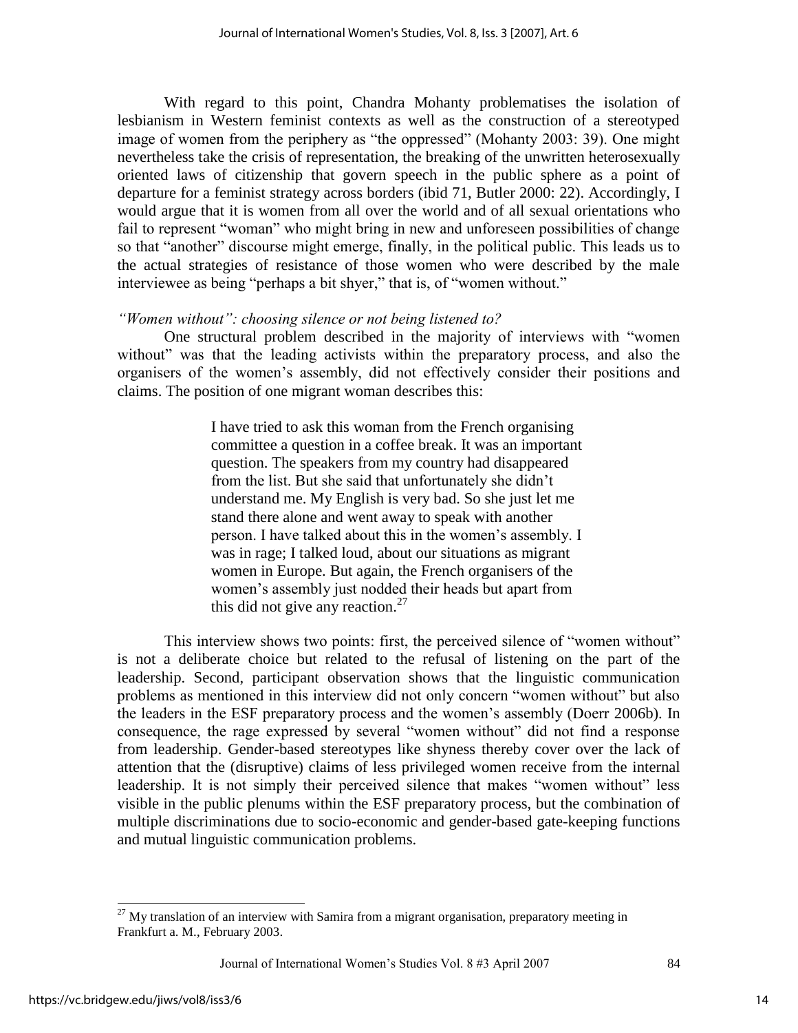With regard to this point, Chandra Mohanty problematises the isolation of lesbianism in Western feminist contexts as well as the construction of a stereotyped image of women from the periphery as "the oppressed" (Mohanty 2003: 39). One might nevertheless take the crisis of representation, the breaking of the unwritten heterosexually oriented laws of citizenship that govern speech in the public sphere as a point of departure for a feminist strategy across borders (ibid 71, Butler 2000: 22). Accordingly, I would argue that it is women from all over the world and of all sexual orientations who fail to represent "woman" who might bring in new and unforeseen possibilities of change so that "another" discourse might emerge, finally, in the political public. This leads us to the actual strategies of resistance of those women who were described by the male interviewee as being "perhaps a bit shyer," that is, of "women without."

*"Women without": choosing silence or not being listened to?*

One structural problem described in the majority of interviews with "women without" was that the leading activists within the preparatory process, and also the organisers of the women's assembly, did not effectively consider their positions and claims. The position of one migrant woman describes this:

> I have tried to ask this woman from the French organising committee a question in a coffee break. It was an important question. The speakers from my country had disappeared from the list. But she said that unfortunately she didn't understand me. My English is very bad. So she just let me stand there alone and went away to speak with another person. I have talked about this in the women's assembly. I was in rage; I talked loud, about our situations as migrant women in Europe. But again, the French organisers of the women's assembly just nodded their heads but apart from this did not give any reaction.[27]

This interview shows two points: first, the perceived silence of "women without" is not a deliberate choice but related to the refusal of listening on the part of the leadership. Second, participant observation shows that the linguistic communication problems as mentioned in this interview did not only concern "women without" but also the leaders in the ESF preparatory process and the women's assembly (Doerr 2006b). In consequence, the rage expressed by several "women without" did not find a response from leadership. Gender-based stereotypes like shyness thereby cover over the lack of attention that the (disruptive) claims of less privileged women receive from the internal leadership. It is not simply their perceived silence that makes "women without" less visible in the public plenums within the ESF preparatory process, but the combination of multiple discriminations due to socio-economic and gender-based gate-keeping functions and mutual linguistic communication problems.

---

[27] My translation of an interview with Samira from a migrant organisation, preparatory meeting in Frankfurt a. M., February 2003.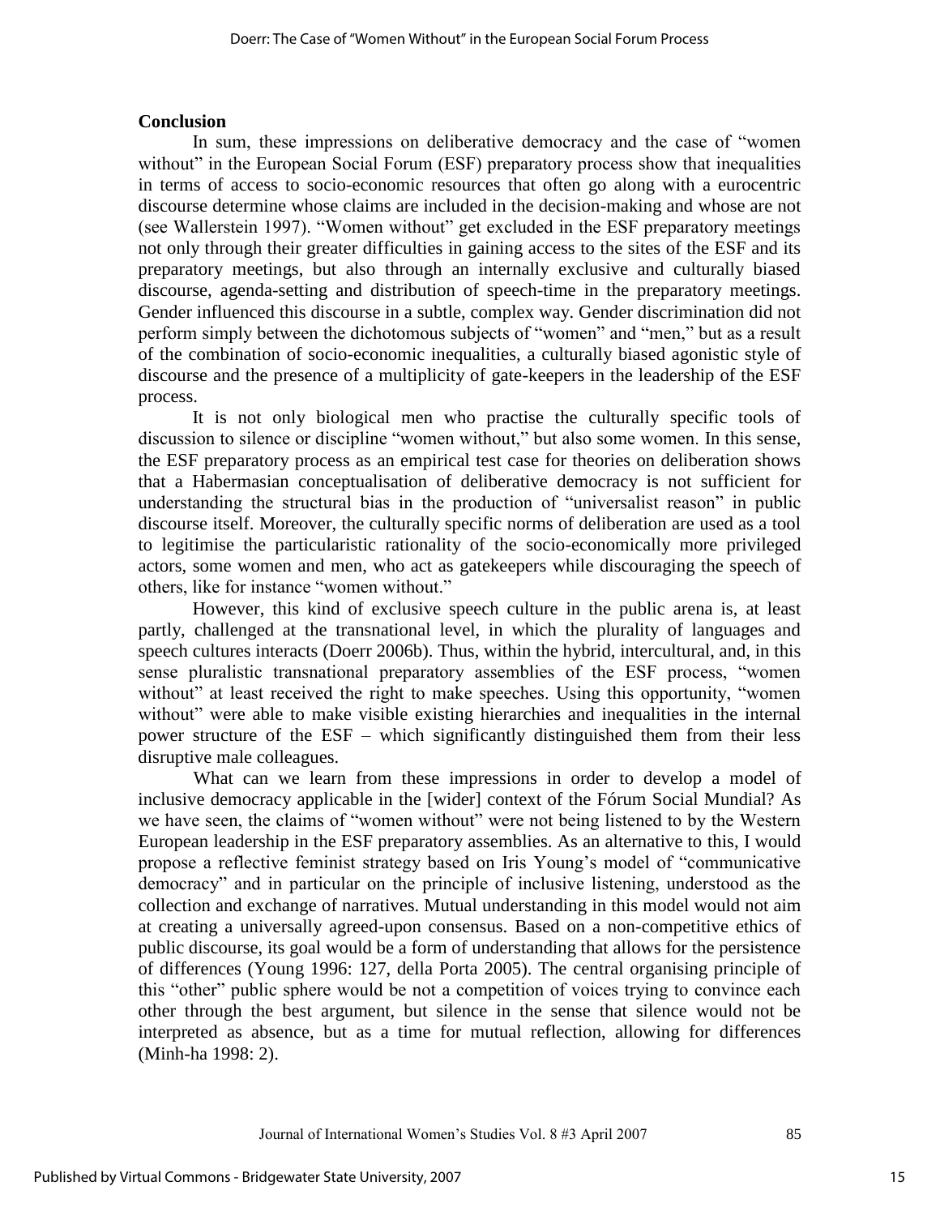## Conclusion

In sum, these impressions on deliberative democracy and the case of "women without" in the European Social Forum (ESF) preparatory process show that inequalities in terms of access to socio-economic resources that often go along with a eurocentric discourse determine whose claims are included in the decision-making and whose are not (see Wallerstein 1997). "Women without" get excluded in the ESF preparatory meetings not only through their greater difficulties in gaining access to the sites of the ESF and its preparatory meetings, but also through an internally exclusive and culturally biased discourse, agenda-setting and distribution of speech-time in the preparatory meetings. Gender influenced this discourse in a subtle, complex way. Gender discrimination did not perform simply between the dichotomous subjects of "women" and "men," but as a result of the combination of socio-economic inequalities, a culturally biased agonistic style of discourse and the presence of a multiplicity of gate-keepers in the leadership of the ESF process.

It is not only biological men who practise the culturally specific tools of discussion to silence or discipline "women without," but also some women. In this sense, the ESF preparatory process as an empirical test case for theories on deliberation shows that a Habermasian conceptualisation of deliberative democracy is not sufficient for understanding the structural bias in the production of "universalist reason" in public discourse itself. Moreover, the culturally specific norms of deliberation are used as a tool to legitimise the particularistic rationality of the socio-economically more privileged actors, some women and men, who act as gatekeepers while discouraging the speech of others, like for instance "women without."

However, this kind of exclusive speech culture in the public arena is, at least partly, challenged at the transnational level, in which the plurality of languages and speech cultures interacts (Doerr 2006b). Thus, within the hybrid, intercultural, and, in this sense pluralistic transnational preparatory assemblies of the ESF process, "women without" at least received the right to make speeches. Using this opportunity, "women without" were able to make visible existing hierarchies and inequalities in the internal power structure of the ESF – which significantly distinguished them from their less disruptive male colleagues.

What can we learn from these impressions in order to develop a model of inclusive democracy applicable in the [wider] context of the Fórum Social Mundial? As we have seen, the claims of "women without" were not being listened to by the Western European leadership in the ESF preparatory assemblies. As an alternative to this, I would propose a reflective feminist strategy based on Iris Young's model of "communicative democracy" and in particular on the principle of inclusive listening, understood as the collection and exchange of narratives. Mutual understanding in this model would not aim at creating a universally agreed-upon consensus. Based on a non-competitive ethics of public discourse, its goal would be a form of understanding that allows for the persistence of differences (Young 1996: 127, della Porta 2005). The central organising principle of this "other" public sphere would be not a competition of voices trying to convince each other through the best argument, but silence in the sense that silence would not be interpreted as absence, but as a time for mutual reflection, allowing for differences (Minh-ha 1998: 2).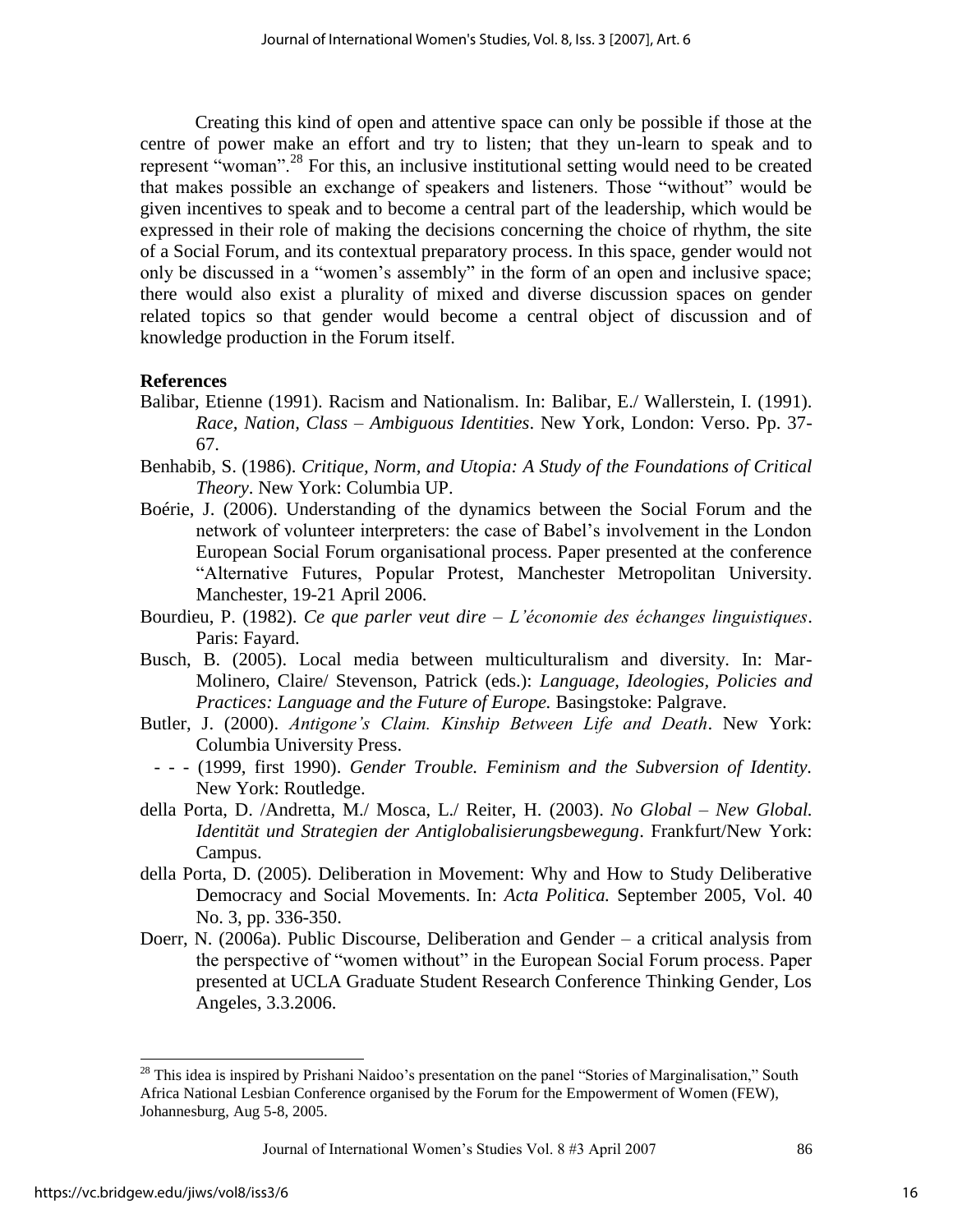Creating this kind of open and attentive space can only be possible if those at the centre of power make an effort and try to listen; that they un-learn to speak and to represent "woman".[28] For this, an inclusive institutional setting would need to be created that makes possible an exchange of speakers and listeners. Those "without" would be given incentives to speak and to become a central part of the leadership, which would be expressed in their role of making the decisions concerning the choice of rhythm, the site of a Social Forum, and its contextual preparatory process. In this space, gender would not only be discussed in a "women's assembly" in the form of an open and inclusive space; there would also exist a plurality of mixed and diverse discussion spaces on gender related topics so that gender would become a central object of discussion and of knowledge production in the Forum itself.

## References

Balibar, Etienne (1991). Racism and Nationalism. In: Balibar, E./ Wallerstein, I. (1991). *Race, Nation, Class – Ambiguous Identities*. New York, London: Verso. Pp. 37-67.

Benhabib, S. (1986). *Critique, Norm, and Utopia: A Study of the Foundations of Critical Theory*. New York: Columbia UP.

Boérie, J. (2006). Understanding of the dynamics between the Social Forum and the network of volunteer interpreters: the case of Babel's involvement in the London European Social Forum organisational process. Paper presented at the conference "Alternative Futures, Popular Protest, Manchester Metropolitan University. Manchester, 19-21 April 2006.

Bourdieu, P. (1982). *Ce que parler veut dire – L'économie des échanges linguistiques*. Paris: Fayard.

Busch, B. (2005). Local media between multiculturalism and diversity. In: Mar-Molinero, Claire/ Stevenson, Patrick (eds.): *Language, Ideologies, Policies and Practices: Language and the Future of Europe.* Basingstoke: Palgrave.

Butler, J. (2000). *Antigone's Claim. Kinship Between Life and Death*. New York: Columbia University Press.

- - - (1999, first 1990). *Gender Trouble. Feminism and the Subversion of Identity.* New York: Routledge.

della Porta, D. /Andretta, M./ Mosca, L./ Reiter, H. (2003). *No Global – New Global. Identität und Strategien der Antiglobalisierungsbewegung*. Frankfurt/New York: Campus.

della Porta, D. (2005). Deliberation in Movement: Why and How to Study Deliberative Democracy and Social Movements. In: *Acta Politica.* September 2005, Vol. 40 No. 3, pp. 336-350.

Doerr, N. (2006a). Public Discourse, Deliberation and Gender – a critical analysis from the perspective of "women without" in the European Social Forum process. Paper presented at UCLA Graduate Student Research Conference Thinking Gender, Los Angeles, 3.3.2006.

---

[28] This idea is inspired by Prishani Naidoo's presentation on the panel "Stories of Marginalisation," South Africa National Lesbian Conference organised by the Forum for the Empowerment of Women (FEW), Johannesburg, Aug 5-8, 2005.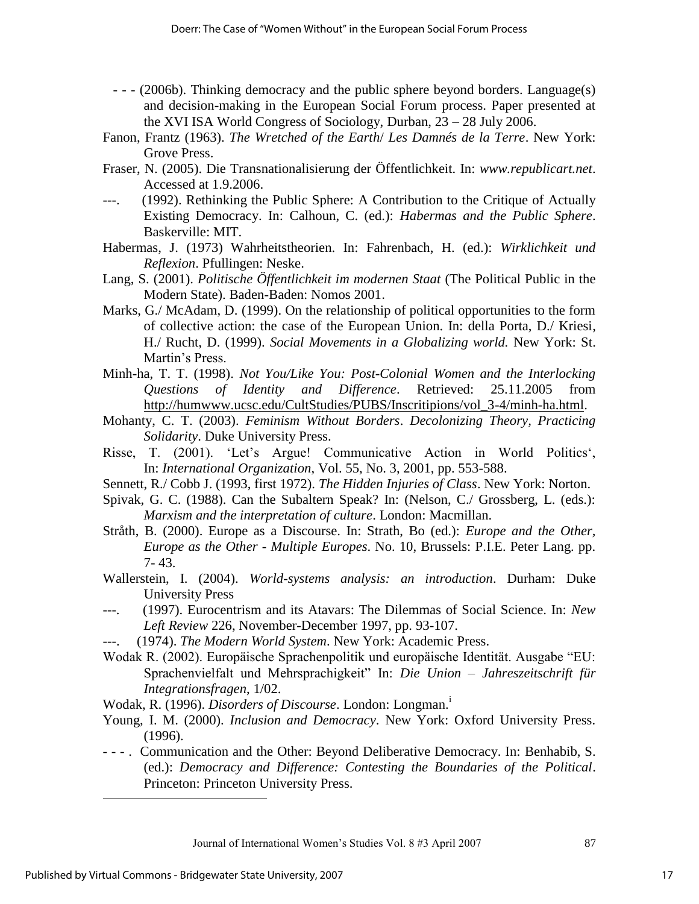- - - (2006b). Thinking democracy and the public sphere beyond borders. Language(s) and decision-making in the European Social Forum process. Paper presented at the XVI ISA World Congress of Sociology, Durban, 23 – 28 July 2006.

Fanon, Frantz (1963). *The Wretched of the Earth*/ *Les Damnés de la Terre*. New York: Grove Press.

Fraser, N. (2005). Die Transnationalisierung der Öffentlichkeit. In: *www.republicart.net*. Accessed at 1.9.2006.

---. (1992). Rethinking the Public Sphere: A Contribution to the Critique of Actually Existing Democracy. In: Calhoun, C. (ed.): *Habermas and the Public Sphere*. Baskerville: MIT.

Habermas, J. (1973) Wahrheitstheorien. In: Fahrenbach, H. (ed.): *Wirklichkeit und Reflexion*. Pfullingen: Neske.

Lang, S. (2001). *Politische Öffentlichkeit im modernen Staat* (The Political Public in the Modern State). Baden-Baden: Nomos 2001.

Marks, G./ McAdam, D. (1999). On the relationship of political opportunities to the form of collective action: the case of the European Union. In: della Porta, D./ Kriesi, H./ Rucht, D. (1999). *Social Movements in a Globalizing world.* New York: St. Martin's Press.

Minh-ha, T. T. (1998). *Not You/Like You: Post-Colonial Women and the Interlocking Questions of Identity and Difference*. Retrieved: 25.11.2005 from http://humwww.ucsc.edu/CultStudies/PUBS/Inscritipions/vol_3-4/minh-ha.html.

Mohanty, C. T. (2003). *Feminism Without Borders*. *Decolonizing Theory, Practicing Solidarity*. Duke University Press.

Risse, T. (2001). 'Let's Argue! Communicative Action in World Politics', In: *International Organization*, Vol. 55, No. 3, 2001, pp. 553-588.

Sennett, R./ Cobb J. (1993, first 1972). *The Hidden Injuries of Class*. New York: Norton.

Spivak, G. C. (1988). Can the Subaltern Speak? In: (Nelson, C./ Grossberg, L. (eds.): *Marxism and the interpretation of culture*. London: Macmillan.

Stråth, B. (2000). Europe as a Discourse. In: Strath, Bo (ed.): *Europe and the Other, Europe as the Other - Multiple Europes*. No. 10, Brussels: P.I.E. Peter Lang. pp. 7- 43.

Wallerstein, I. (2004). *World-systems analysis: an introduction*. Durham: Duke University Press

---. (1997). Eurocentrism and its Atavars: The Dilemmas of Social Science. In: *New Left Review* 226, November-December 1997, pp. 93-107.

---. (1974). *The Modern World System*. New York: Academic Press.

Wodak R. (2002). Europäische Sprachenpolitik und europäische Identität. Ausgabe "EU: Sprachenvielfalt und Mehrsprachigkeit" In: *Die Union – Jahreszeitschrift für Integrationsfragen*, 1/02.

Wodak, R. (1996). *Disorders of Discourse*. London: Longman.[i]

Young, I. M. (2000). *Inclusion and Democracy*. New York: Oxford University Press. (1996).

- - - . Communication and the Other: Beyond Deliberative Democracy. In: Benhabib, S. (ed.): *Democracy and Difference: Contesting the Boundaries of the Political*. Princeton: Princeton University Press.